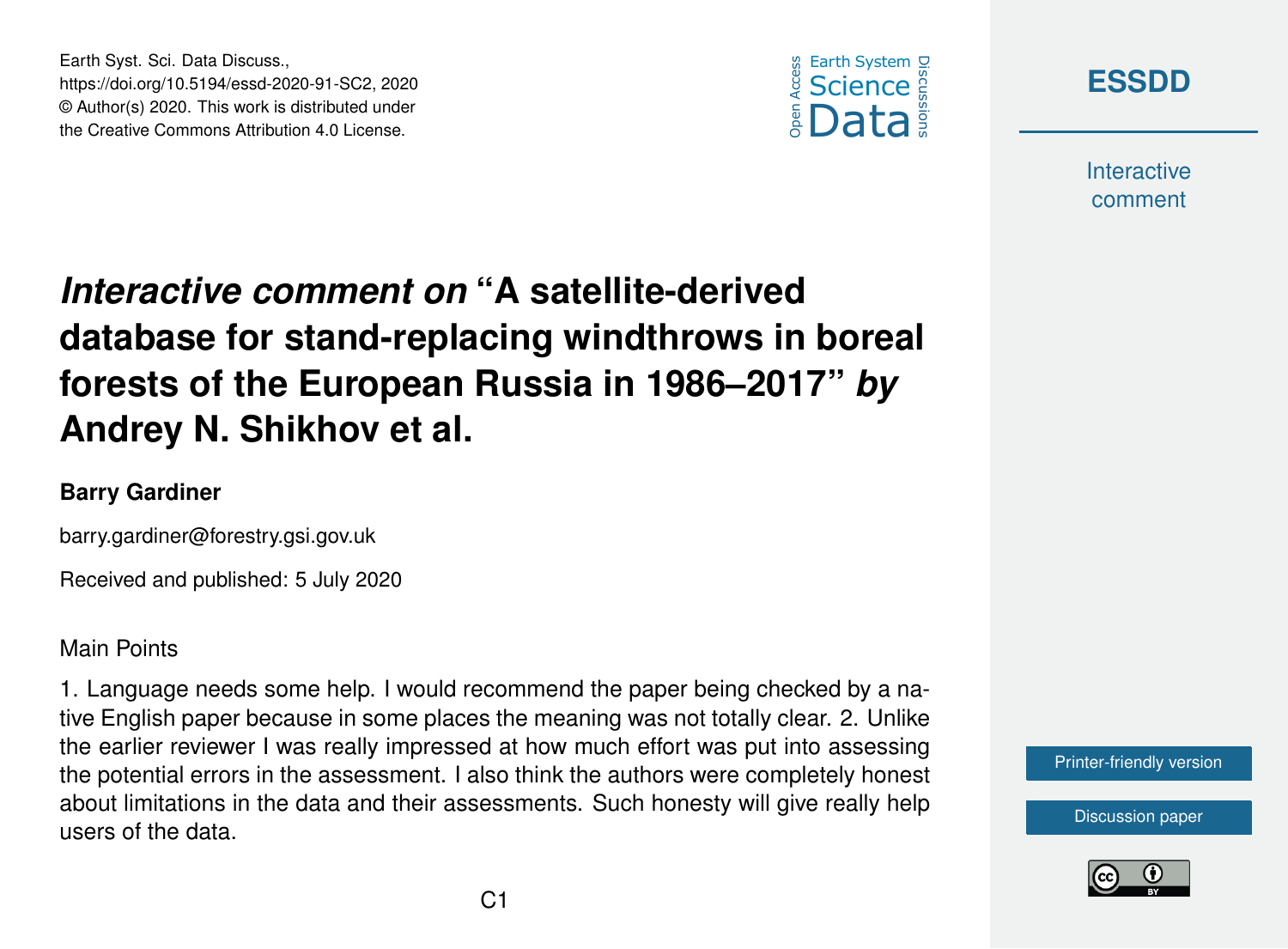Earth Syst. Sci. Data Discuss.,
https://doi.org/10.5194/essd-2020-91-SC2, 2020
© Author(s) 2020. This work is distributed under
the Creative Commons Attribution 4.0 License.

# *Interactive comment on* "A satellite-derived database for stand-replacing windthrows in boreal forests of the European Russia in 1986–2017" *by* Andrey N. Shikhov et al.

**Barry Gardiner**

barry.gardiner@forestry.gsi.gov.uk

Received and published: 5 July 2020

Main Points

1. Language needs some help. I would recommend the paper being checked by a native English paper because in some places the meaning was not totally clear. 2. Unlike the earlier reviewer I was really impressed at how much effort was put into assessing the potential errors in the assessment. I also think the authors were completely honest about limitations in the data and their assessments. Such honesty will give really help users of the data.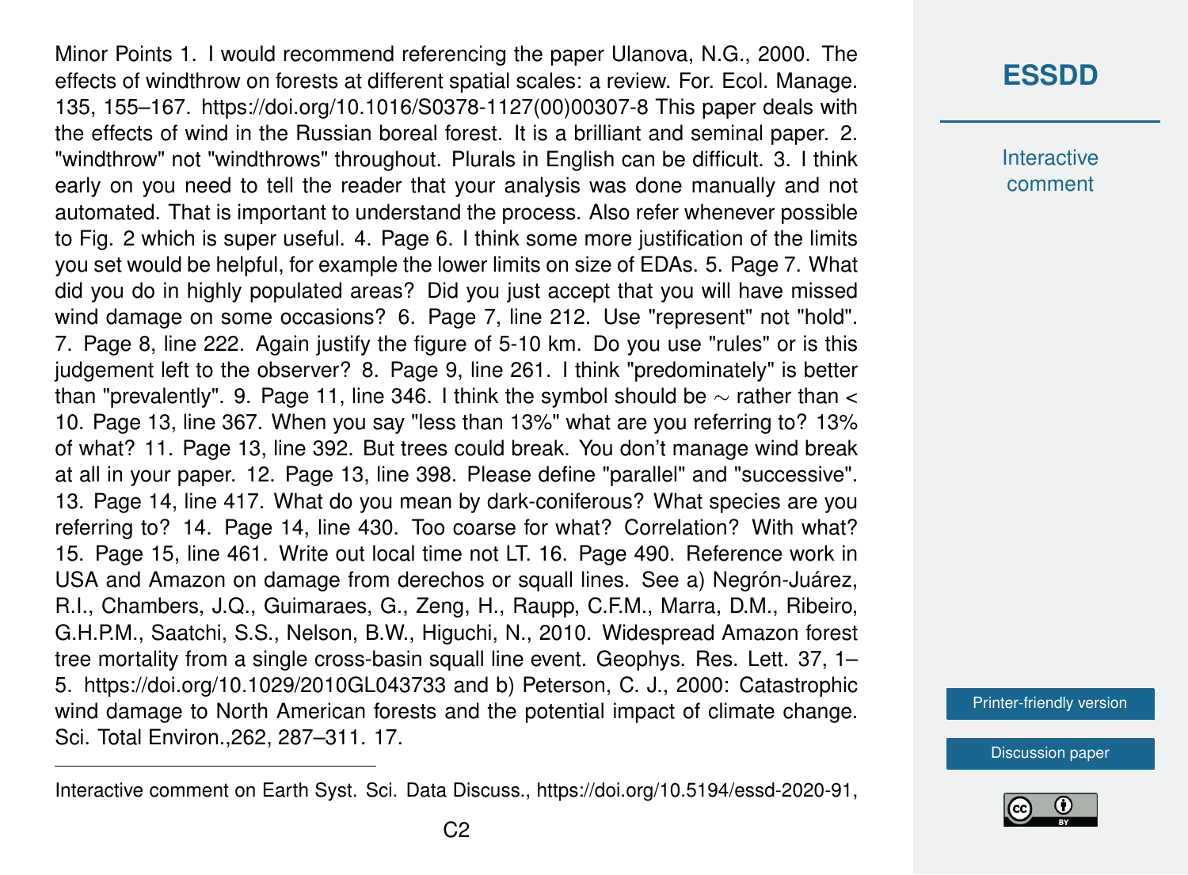Minor Points 1. I would recommend referencing the paper Ulanova, N.G., 2000. The effects of windthrow on forests at different spatial scales: a review. For. Ecol. Manage. 135, 155–167. https://doi.org/10.1016/S0378-1127(00)00307-8 This paper deals with the effects of wind in the Russian boreal forest. It is a brilliant and seminal paper. 2. "windthrow" not "windthrows" throughout. Plurals in English can be difficult. 3. I think early on you need to tell the reader that your analysis was done manually and not automated. That is important to understand the process. Also refer whenever possible to Fig. 2 which is super useful. 4. Page 6. I think some more justification of the limits you set would be helpful, for example the lower limits on size of EDAs. 5. Page 7. What did you do in highly populated areas? Did you just accept that you will have missed wind damage on some occasions? 6. Page 7, line 212. Use "represent" not "hold". 7. Page 8, line 222. Again justify the figure of 5-10 km. Do you use "rules" or is this judgement left to the observer? 8. Page 9, line 261. I think "predominately" is better than "prevalently". 9. Page 11, line 346. I think the symbol should be $\sim$ rather than < 10. Page 13, line 367. When you say "less than 13%" what are you referring to? 13% of what? 11. Page 13, line 392. But trees could break. You don't manage wind break at all in your paper. 12. Page 13, line 398. Please define "parallel" and "successive". 13. Page 14, line 417. What do you mean by dark-coniferous? What species are you referring to? 14. Page 14, line 430. Too coarse for what? Correlation? With what? 15. Page 15, line 461. Write out local time not LT. 16. Page 490. Reference work in USA and Amazon on damage from derechos or squall lines. See a) Negrón-Juárez, R.I., Chambers, J.Q., Guimaraes, G., Zeng, H., Raupp, C.F.M., Marra, D.M., Ribeiro, G.H.P.M., Saatchi, S.S., Nelson, B.W., Higuchi, N., 2010. Widespread Amazon forest tree mortality from a single cross-basin squall line event. Geophys. Res. Lett. 37, 1–5. https://doi.org/10.1029/2010GL043733 and b) Peterson, C. J., 2000: Catastrophic wind damage to North American forests and the potential impact of climate change. Sci. Total Environ.,262, 287–311. 17.

Interactive comment on Earth Syst. Sci. Data Discuss., https://doi.org/10.5194/essd-2020-91,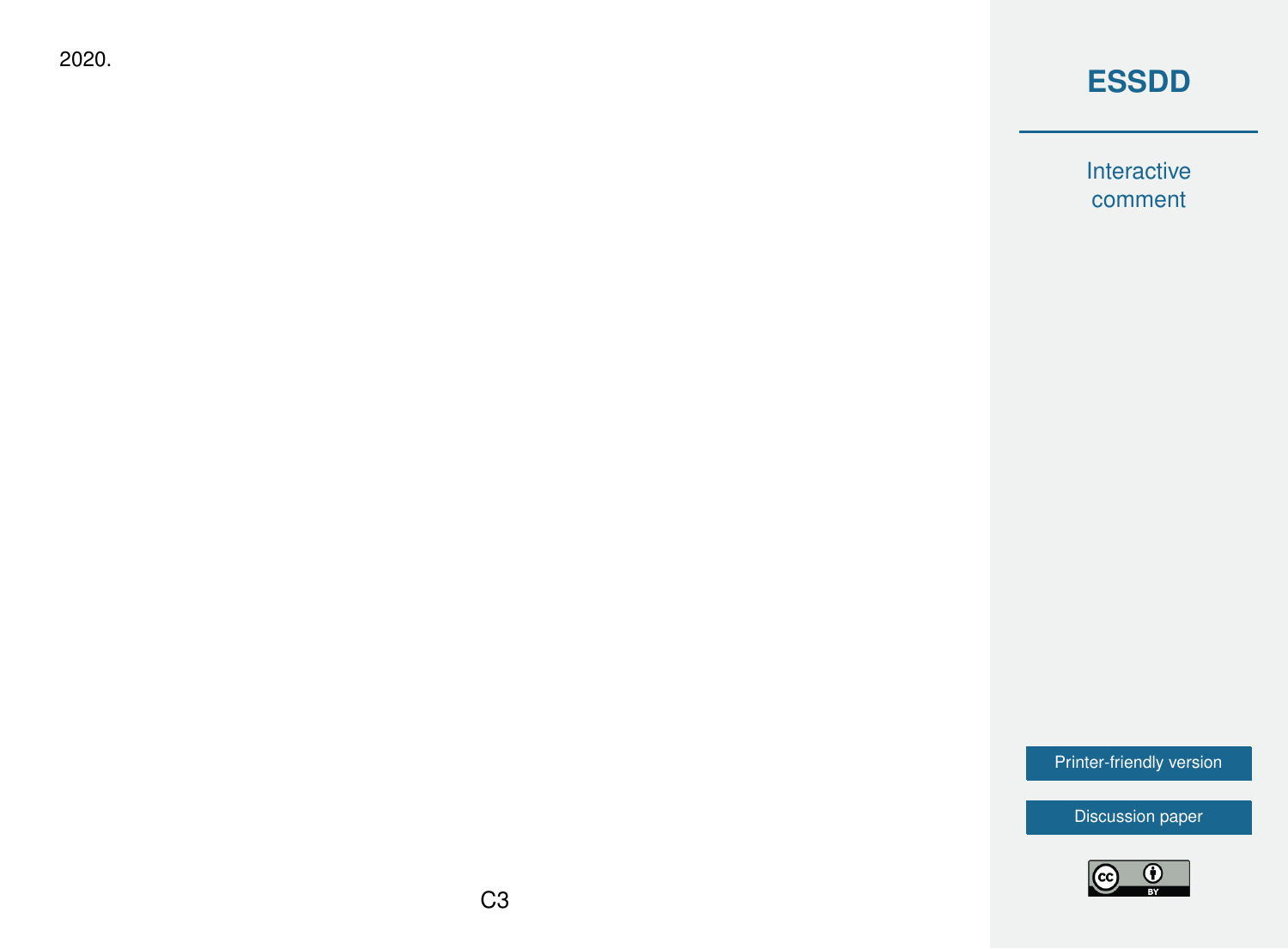2020.